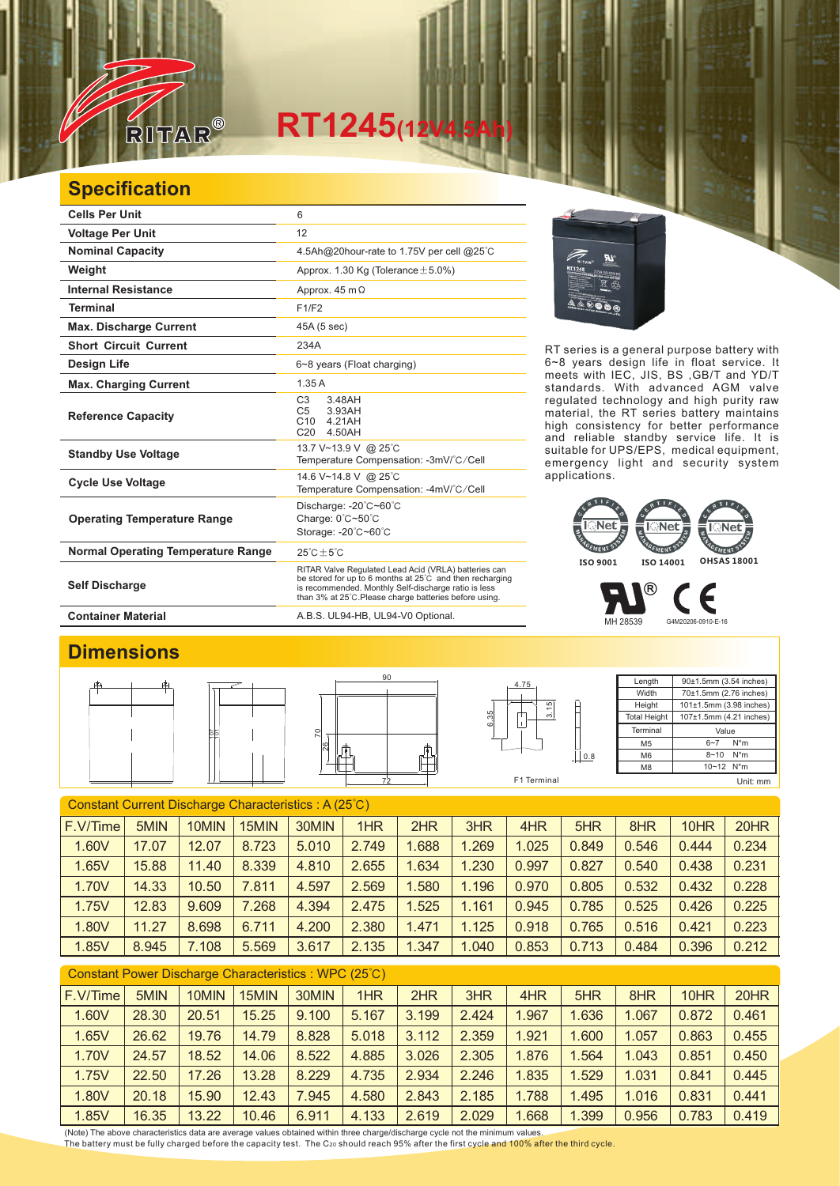# RITAR® RT1245(12V4.5Ah)

## Specification

| | |
|---|---|
| **Cells Per Unit** | 6 |
| **Voltage Per Unit** | 12 |
| **Nominal Capacity** | 4.5Ah@20hour-rate to 1.75V per cell @25℃ |
| **Weight** | Approx. 1.30 Kg (Tolerance±5.0%) |
| **Internal Resistance** | Approx. 45 mΩ |
| **Terminal** | F1/F2 |
| **Max. Discharge Current** | 45A (5 sec) |
| **Short Circuit Current** | 234A |
| **Design Life** | 6~8 years (Float charging) |
| **Max. Charging Current** | 1.35 A |
| **Reference Capacity** | C3 3.48AH<br>C5 3.93AH<br>C10 4.21AH<br>C20 4.50AH |
| **Standby Use Voltage** | 13.7 V~13.9 V @ 25℃<br>Temperature Compensation: -3mV/℃/Cell |
| **Cycle Use Voltage** | 14.6 V~14.8 V @ 25℃<br>Temperature Compensation: -4mV/℃/Cell |
| **Operating Temperature Range** | Discharge: -20℃~60℃<br>Charge: 0℃~50℃<br>Storage: -20℃~60℃ |
| **Normal Operating Temperature Range** | 25℃±5℃ |
| **Self Discharge** | RITAR Valve Regulated Lead Acid (VRLA) batteries can be stored for up to 6 months at 25℃ and then recharging is recommended. Monthly Self-discharge ratio is less than 3% at 25℃.Please charge batteries before using. |
| **Container Material** | A.B.S. UL94-HB, UL94-V0 Optional. |

RT series is a general purpose battery with 6~8 years design life in float service. It meets with IEC, JIS, BS ,GB/T and YD/T standards. With advanced AGM valve regulated technology and high purity raw material, the RT series battery maintains high consistency for better performance and reliable standby service life. It is suitable for UPS/EPS, medical equipment, emergency light and security system applications.

ISO 9001 ISO 14001 OHSAS 18001

MH 28539 G4M20206-0910-E-16

## Dimensions

| Length | 90±1.5mm (3.54 inches) |
|---|---|
| Width | 70±1.5mm (2.76 inches) |
| Height | 101±1.5mm (3.98 inches) |
| Total Height | 107±1.5mm (4.21 inches) |

| Terminal | Value |
|---|---|
| M5 | 6~7 N*m |
| M6 | 8~10 N*m |
| M8 | 10~12 N*m |

F1 Terminal

Unit: mm

### Constant Current Discharge Characteristics : A (25℃)

| F.V/Time | 5MIN | 10MIN | 15MIN | 30MIN | 1HR | 2HR | 3HR | 4HR | 5HR | 8HR | 10HR | 20HR |
|---|---|---|---|---|---|---|---|---|---|---|---|---|
| 1.60V | 17.07 | 12.07 | 8.723 | 5.010 | 2.749 | 1.688 | 1.269 | 1.025 | 0.849 | 0.546 | 0.444 | 0.234 |
| 1.65V | 15.88 | 11.40 | 8.339 | 4.810 | 2.655 | 1.634 | 1.230 | 0.997 | 0.827 | 0.540 | 0.438 | 0.231 |
| 1.70V | 14.33 | 10.50 | 7.811 | 4.597 | 2.569 | 1.580 | 1.196 | 0.970 | 0.805 | 0.532 | 0.432 | 0.228 |
| 1.75V | 12.83 | 9.609 | 7.268 | 4.394 | 2.475 | 1.525 | 1.161 | 0.945 | 0.785 | 0.525 | 0.426 | 0.225 |
| 1.80V | 11.27 | 8.698 | 6.711 | 4.200 | 2.380 | 1.471 | 1.125 | 0.918 | 0.765 | 0.516 | 0.421 | 0.223 |
| 1.85V | 8.945 | 7.108 | 5.569 | 3.617 | 2.135 | 1.347 | 1.040 | 0.853 | 0.713 | 0.484 | 0.396 | 0.212 |

### Constant Power Discharge Characteristics : WPC (25℃)

| F.V/Time | 5MIN | 10MIN | 15MIN | 30MIN | 1HR | 2HR | 3HR | 4HR | 5HR | 8HR | 10HR | 20HR |
|---|---|---|---|---|---|---|---|---|---|---|---|---|
| 1.60V | 28.30 | 20.51 | 15.25 | 9.100 | 5.167 | 3.199 | 2.424 | 1.967 | 1.636 | 1.067 | 0.872 | 0.461 |
| 1.65V | 26.62 | 19.76 | 14.79 | 8.828 | 5.018 | 3.112 | 2.359 | 1.921 | 1.600 | 1.057 | 0.863 | 0.455 |
| 1.70V | 24.57 | 18.52 | 14.06 | 8.522 | 4.885 | 3.026 | 2.305 | 1.876 | 1.564 | 1.043 | 0.851 | 0.450 |
| 1.75V | 22.50 | 17.26 | 13.28 | 8.229 | 4.735 | 2.934 | 2.246 | 1.835 | 1.529 | 1.031 | 0.841 | 0.445 |
| 1.80V | 20.18 | 15.90 | 12.43 | 7.945 | 4.580 | 2.843 | 2.185 | 1.788 | 1.495 | 1.016 | 0.831 | 0.441 |
| 1.85V | 16.35 | 13.22 | 10.46 | 6.911 | 4.133 | 2.619 | 2.029 | 1.668 | 1.399 | 0.956 | 0.783 | 0.419 |

(Note) The above characteristics data are average values obtained within three charge/discharge cycle not the minimum values.
The battery must be fully charged before the capacity test. The $C_{20}$ should reach 95% after the first cycle and 100% after the third cycle.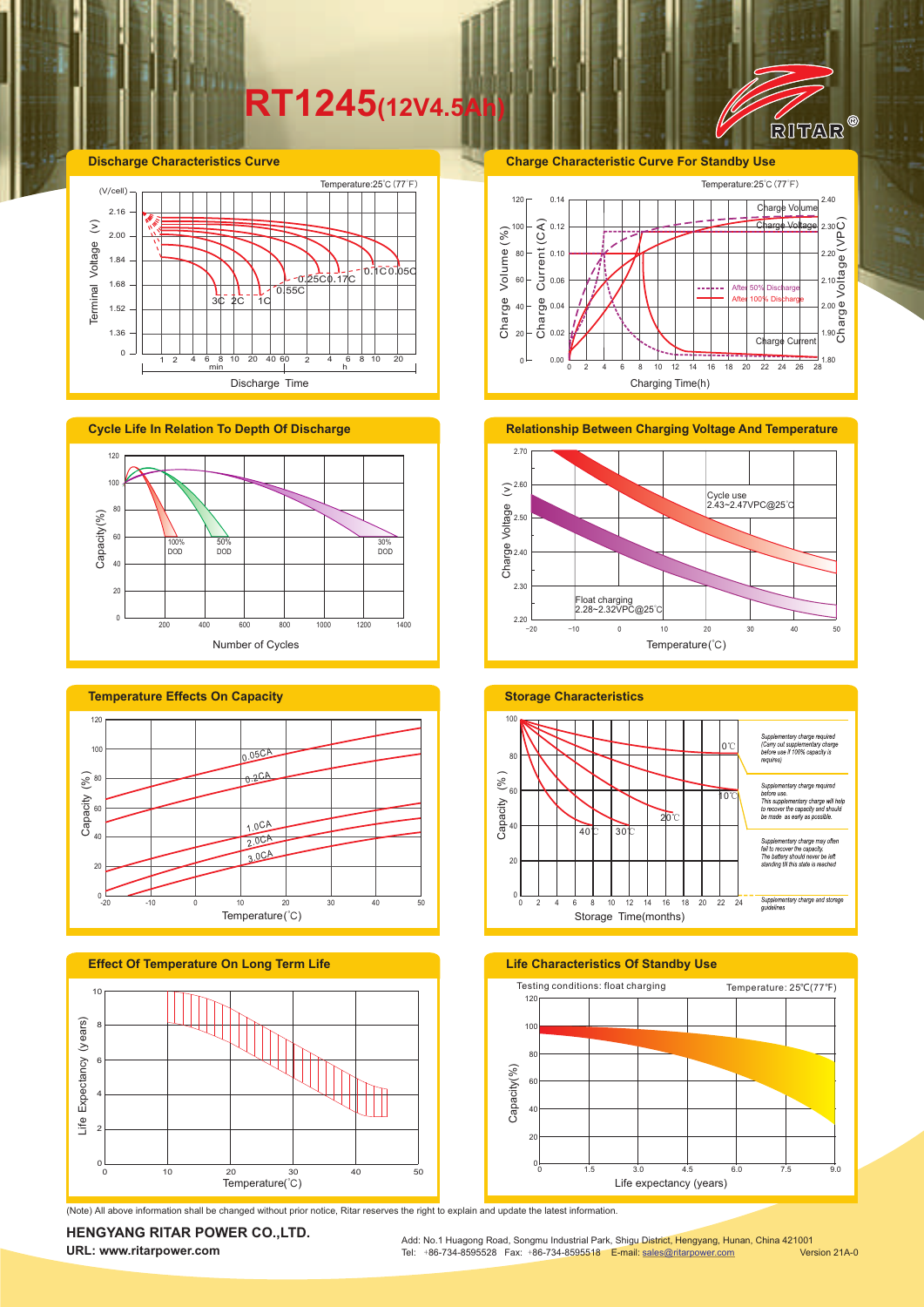# RT1245(12V4.5Ah)

RITAR®

## Discharge Characteristics Curve

Temperature:25℃ (77℉)

(V/cell)

Terminal Voltage (v)

2.16
2.00
1.84
1.68
1.52
1.36
0

3C 2C 1C 0.55C 0.25C 0.17C 0.1C 0.05C

1 2 4 6 8 10 20 40 60 2 4 6 8 10 20

min h

Discharge Time

## Charge Characteristic Curve For Standby Use

Temperature:25℃ (77℉)

Charge Volume (%) 0 20 40 60 80 100 120

Charge Current (CA) 0.00 0.02 0.04 0.06 0.10 0.12 0.14

Charge Voltage (VPC) 1.80 1.90 2.00 2.10 2.20 2.30 2.40

Charge Volume

Charge Voltage

After 50% Discharge

After 100% Discharge

Charge Current

0 2 4 6 8 10 12 14 16 18 20 22 24 26 28

Charging Time(h)

## Cycle Life In Relation To Depth Of Discharge

Capacity(%) 0 20 40 60 80 100 120

100% DOD

50% DOD

30% DOD

200 400 600 800 1000 1200 1400

Number of Cycles

## Relationship Between Charging Voltage And Temperature

Charge Voltage (v) 2.20 2.30 2.40 2.50 2.60 2.70

Cycle use
2.43~2.47VPC@25℃

Float charging
2.28~2.32VPC@25℃

−20 −10 0 10 20 30 40 50

Temperature(℃)

## Temperature Effects On Capacity

Capacity (%) 0 20 40 60 80 100 120

0.05CA

0.2CA

1.0CA

2.0CA

3.0CA

-20 -10 0 10 20 30 40 50

Temperature(℃)

## Storage Characteristics

Capacity (%) 0 20 40 60 80 100

0℃

10℃

20℃

30℃

40℃

0 2 4 6 8 10 12 14 16 18 20 22 24

Storage Time(months)

*Supplementary charge required (Carry out supplementary charge before use if 100% capacity is requires)*

*Supplementary charge required before use. This supplementary charge will help to recover the capacity and should be made as early as possible.*

*Supplementary charge may often fail to recover the capacity. The battery should never be left standing till this state is reached*

*Supplementary charge and storage guidelines*

## Effect Of Temperature On Long Term Life

Life Expectancy (years) 0 2 4 6 8 10

0 10 20 30 40 50

Temperature(℃)

## Life Characteristics Of Standby Use

Testing conditions: float charging

Temperature: 25℃(77℉)

Capacity(%) 0 20 40 60 80 100 120

0 1.5 3.0 4.5 6.0 7.5 9.0

Life expectancy (years)

(Note) All above information shall be changed without prior notice, Ritar reserves the right to explain and update the latest information.

**HENGYANG RITAR POWER CO.,LTD.**

**URL: www.ritarpower.com**

Add: No.1 Huagong Road, Songmu Industrial Park, Shigu District, Hengyang, Hunan, China 421001

Tel: +86-734-8595528 Fax: +86-734-8595518 E-mail: sales@ritarpower.com

Version 21A-0